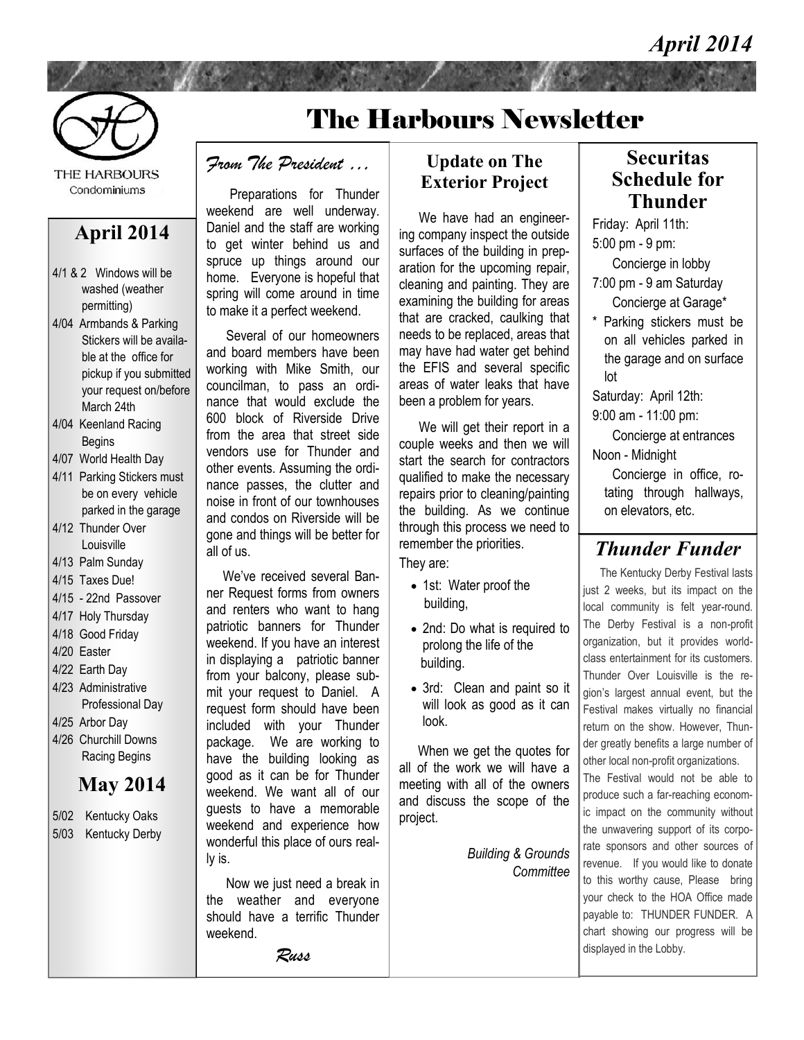April 2014

# The Harbours Newsletter

THE HARBOURS Condominiums

## April 2014

- 4/1 & 2 Windows will be washed (weather permitting)
- 4/04 Armbands & Parking Stickers will be available at the office for pickup if you submitted your request on/before March 24th
- 4/04 Keenland Racing Begins
- 4/07 World Health Day
- 4/11 Parking Stickers must be on every vehicle parked in the garage
- 4/12 Thunder Over Louisville
- 4/13 Palm Sunday
- 4/15 Taxes Due!
- 4/15 - 22nd Passover
- 4/17 Holy Thursday
- 4/18 Good Friday
- 4/20 Easter
- 4/22 Earth Day
- 4/23 Administrative Professional Day
- 4/25 Arbor Day
- 4/26 Churchill Downs Racing Begins

## May 2014

- 5/02 Kentucky Oaks
- 5/03 Kentucky Derby

## *From The President …*

Preparations for Thunder weekend are well underway. Daniel and the staff are working to get winter behind us and spruce up things around our home. Everyone is hopeful that spring will come around in time to make it a perfect weekend.

Several of our homeowners and board members have been working with Mike Smith, our councilman, to pass an ordinance that would exclude the 600 block of Riverside Drive from the area that street side vendors use for Thunder and other events. Assuming the ordinance passes, the clutter and noise in front of our townhouses and condos on Riverside will be gone and things will be better for all of us.

We've received several Banner Request forms from owners and renters who want to hang patriotic banners for Thunder weekend. If you have an interest in displaying a patriotic banner from your balcony, please submit your request to Daniel. A request form should have been included with your Thunder package. We are working to have the building looking as good as it can be for Thunder weekend. We want all of our guests to have a memorable weekend and experience how wonderful this place of ours really is.

Now we just need a break in the weather and everyone should have a terrific Thunder weekend.

*Russ*

## Update on The Exterior Project

We have had an engineering company inspect the outside surfaces of the building in preparation for the upcoming repair, cleaning and painting. They are examining the building for areas that are cracked, caulking that needs to be replaced, areas that may have had water get behind the EFIS and several specific areas of water leaks that have been a problem for years.

We will get their report in a couple weeks and then we will start the search for contractors qualified to make the necessary repairs prior to cleaning/painting the building. As we continue through this process we need to remember the priorities.

They are:

- 1st: Water proof the building,
- 2nd: Do what is required to prolong the life of the building.
- 3rd: Clean and paint so it will look as good as it can look.

When we get the quotes for all of the work we will have a meeting with all of the owners and discuss the scope of the project.

*Building & Grounds Committee*

## Securitas Schedule for Thunder

Friday: April 11th:

5:00 pm - 9 pm:
Concierge in lobby

7:00 pm - 9 am Saturday
Concierge at Garage*

\* Parking stickers must be on all vehicles parked in the garage and on surface lot

Saturday: April 12th:

9:00 am - 11:00 pm:
Concierge at entrances

Noon - Midnight
Concierge in office, rotating through hallways, on elevators, etc.

## *Thunder Funder*

The Kentucky Derby Festival lasts just 2 weeks, but its impact on the local community is felt year-round. The Derby Festival is a non-profit organization, but it provides world-class entertainment for its customers. Thunder Over Louisville is the region's largest annual event, but the Festival makes virtually no financial return on the show. However, Thunder greatly benefits a large number of other local non-profit organizations.

The Festival would not be able to produce such a far-reaching economic impact on the community without the unwavering support of its corporate sponsors and other sources of revenue. If you would like to donate to this worthy cause, Please bring your check to the HOA Office made payable to: THUNDER FUNDER. A chart showing our progress will be displayed in the Lobby.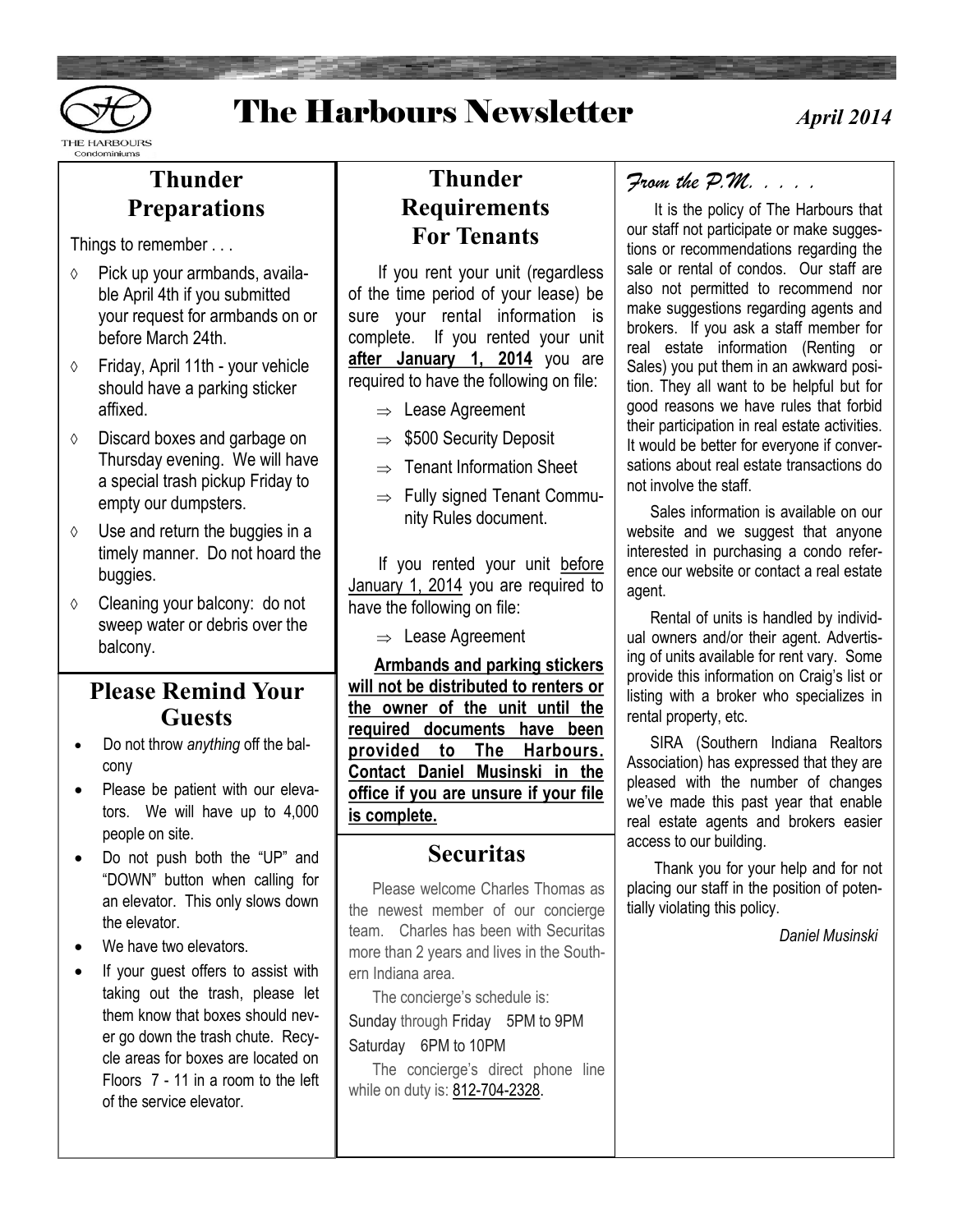# The Harbours Newsletter

*April 2014*

## Thunder Preparations

Things to remember . . .

- Pick up your armbands, available April 4th if you submitted your request for armbands on or before March 24th.
- Friday, April 11th - your vehicle should have a parking sticker affixed.
- Discard boxes and garbage on Thursday evening. We will have a special trash pickup Friday to empty our dumpsters.
- Use and return the buggies in a timely manner. Do not hoard the buggies.
- Cleaning your balcony: do not sweep water or debris over the balcony.

## Please Remind Your Guests

- Do not throw *anything* off the balcony
- Please be patient with our elevators. We will have up to 4,000 people on site.
- Do not push both the "UP" and "DOWN" button when calling for an elevator. This only slows down the elevator.
- We have two elevators.
- If your guest offers to assist with taking out the trash, please let them know that boxes should never go down the trash chute. Recycle areas for boxes are located on Floors 7 - 11 in a room to the left of the service elevator.

## Thunder Requirements For Tenants

If you rent your unit (regardless of the time period of your lease) be sure your rental information is complete. If you rented your unit **after January 1, 2014** you are required to have the following on file:

- Lease Agreement
- $500 Security Deposit
- Tenant Information Sheet
- Fully signed Tenant Community Rules document.

If you rented your unit before January 1, 2014 you are required to have the following on file:

- Lease Agreement

**Armbands and parking stickers will not be distributed to renters or the owner of the unit until the required documents have been provided to The Harbours. Contact Daniel Musinski in the office if you are unsure if your file is complete.**

## Securitas

Please welcome Charles Thomas as the newest member of our concierge team. Charles has been with Securitas more than 2 years and lives in the Southern Indiana area.

The concierge's schedule is:

Sunday through Friday 5PM to 9PM

Saturday 6PM to 10PM

The concierge's direct phone line while on duty is: 812-704-2328.

## *From the P.M. . . . .*

It is the policy of The Harbours that our staff not participate or make suggestions or recommendations regarding the sale or rental of condos. Our staff are also not permitted to recommend nor make suggestions regarding agents and brokers. If you ask a staff member for real estate information (Renting or Sales) you put them in an awkward position. They all want to be helpful but for good reasons we have rules that forbid their participation in real estate activities. It would be better for everyone if conversations about real estate transactions do not involve the staff.

Sales information is available on our website and we suggest that anyone interested in purchasing a condo reference our website or contact a real estate agent.

Rental of units is handled by individual owners and/or their agent. Advertising of units available for rent vary. Some provide this information on Craig's list or listing with a broker who specializes in rental property, etc.

SIRA (Southern Indiana Realtors Association) has expressed that they are pleased with the number of changes we've made this past year that enable real estate agents and brokers easier access to our building.

Thank you for your help and for not placing our staff in the position of potentially violating this policy.

*Daniel Musinski*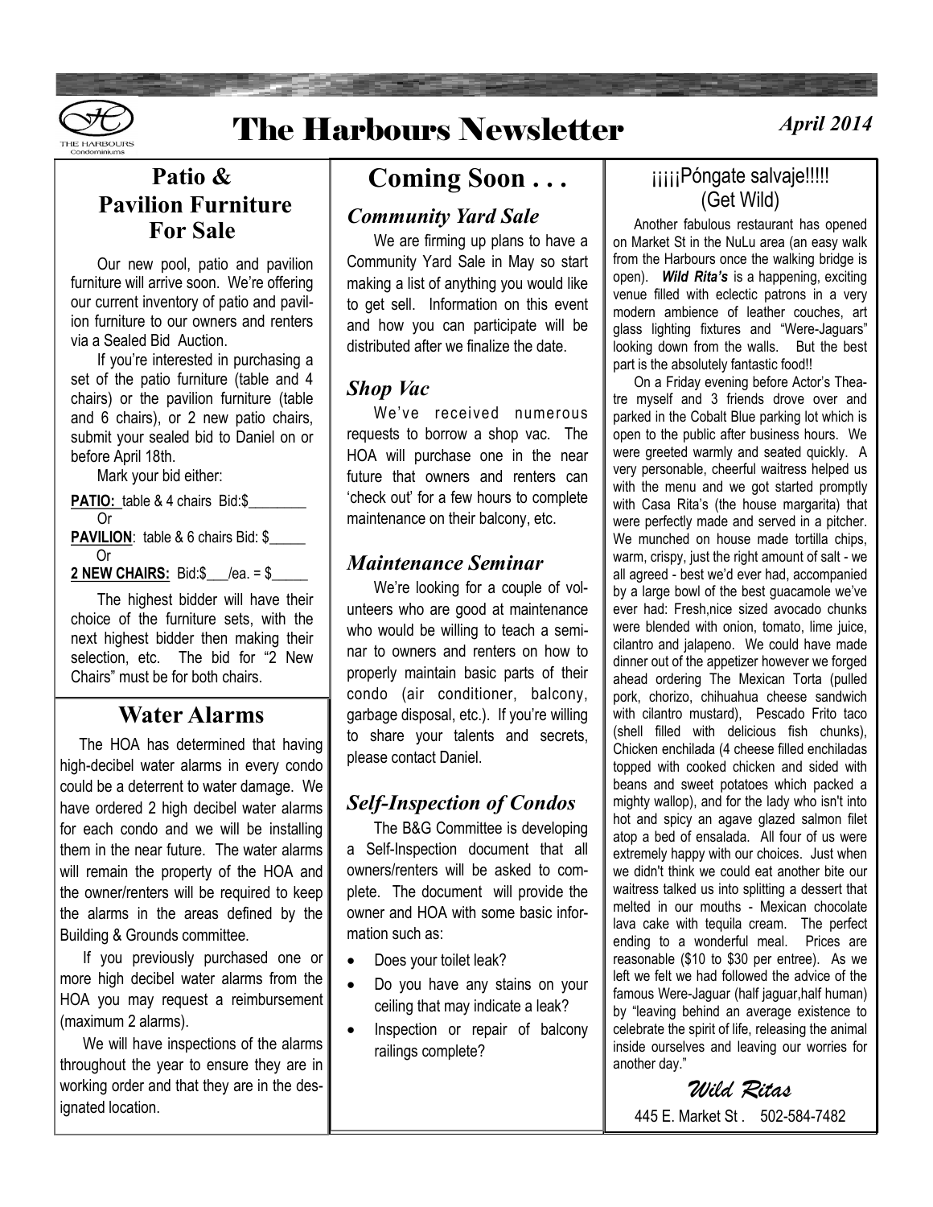# The Harbours Newsletter

*April 2014*

## Patio & Pavilion Furniture For Sale

Our new pool, patio and pavilion furniture will arrive soon. We're offering our current inventory of patio and pavilion furniture to our owners and renters via a Sealed Bid Auction.

If you're interested in purchasing a set of the patio furniture (table and 4 chairs) or the pavilion furniture (table and 6 chairs), or 2 new patio chairs, submit your sealed bid to Daniel on or before April 18th.

Mark your bid either:

**PATIO:** table & 4 chairs Bid:$________
Or
**PAVILION**: table & 6 chairs Bid: $_____
Or
**2 NEW CHAIRS:** Bid:$___/ea. = $_____

The highest bidder will have their choice of the furniture sets, with the next highest bidder then making their selection, etc. The bid for "2 New Chairs" must be for both chairs.

## Water Alarms

The HOA has determined that having high-decibel water alarms in every condo could be a deterrent to water damage. We have ordered 2 high decibel water alarms for each condo and we will be installing them in the near future. The water alarms will remain the property of the HOA and the owner/renters will be required to keep the alarms in the areas defined by the Building & Grounds committee.

If you previously purchased one or more high decibel water alarms from the HOA you may request a reimbursement (maximum 2 alarms).

We will have inspections of the alarms throughout the year to ensure they are in working order and that they are in the designated location.

## Coming Soon . . .

### *Community Yard Sale*

We are firming up plans to have a Community Yard Sale in May so start making a list of anything you would like to get sell. Information on this event and how you can participate will be distributed after we finalize the date.

### *Shop Vac*

We've received numerous requests to borrow a shop vac. The HOA will purchase one in the near future that owners and renters can 'check out' for a few hours to complete maintenance on their balcony, etc.

### *Maintenance Seminar*

We're looking for a couple of volunteers who are good at maintenance who would be willing to teach a seminar to owners and renters on how to properly maintain basic parts of their condo (air conditioner, balcony, garbage disposal, etc.). If you're willing to share your talents and secrets, please contact Daniel.

### *Self-Inspection of Condos*

The B&G Committee is developing a Self-Inspection document that all owners/renters will be asked to complete. The document will provide the owner and HOA with some basic information such as:

- Does your toilet leak?
- Do you have any stains on your ceiling that may indicate a leak?
- Inspection or repair of balcony railings complete?

## ¡¡¡¡¡Póngate salvaje!!!!! (Get Wild)

Another fabulous restaurant has opened on Market St in the NuLu area (an easy walk from the Harbours once the walking bridge is open). ***Wild Rita's*** is a happening, exciting venue filled with eclectic patrons in a very modern ambience of leather couches, art glass lighting fixtures and "Were-Jaguars" looking down from the walls. But the best part is the absolutely fantastic food!!

On a Friday evening before Actor's Theatre myself and 3 friends drove over and parked in the Cobalt Blue parking lot which is open to the public after business hours. We were greeted warmly and seated quickly. A very personable, cheerful waitress helped us with the menu and we got started promptly with Casa Rita's (the house margarita) that were perfectly made and served in a pitcher. We munched on house made tortilla chips, warm, crispy, just the right amount of salt - we all agreed - best we'd ever had, accompanied by a large bowl of the best guacamole we've ever had: Fresh,nice sized avocado chunks were blended with onion, tomato, lime juice, cilantro and jalapeno. We could have made dinner out of the appetizer however we forged ahead ordering The Mexican Torta (pulled pork, chorizo, chihuahua cheese sandwich with cilantro mustard), Pescado Frito taco (shell filled with delicious fish chunks), Chicken enchilada (4 cheese filled enchiladas topped with cooked chicken and sided with beans and sweet potatoes which packed a mighty wallop), and for the lady who isn't into hot and spicy an agave glazed salmon filet atop a bed of ensalada. All four of us were extremely happy with our choices. Just when we didn't think we could eat another bite our waitress talked us into splitting a dessert that melted in our mouths - Mexican chocolate lava cake with tequila cream. The perfect ending to a wonderful meal. Prices are reasonable ($10 to $30 per entree). As we left we felt we had followed the advice of the famous Were-Jaguar (half jaguar,half human) by "leaving behind an average existence to celebrate the spirit of life, releasing the animal inside ourselves and leaving our worries for another day."

***Wild Ritas***

445 E. Market St . 502-584-7482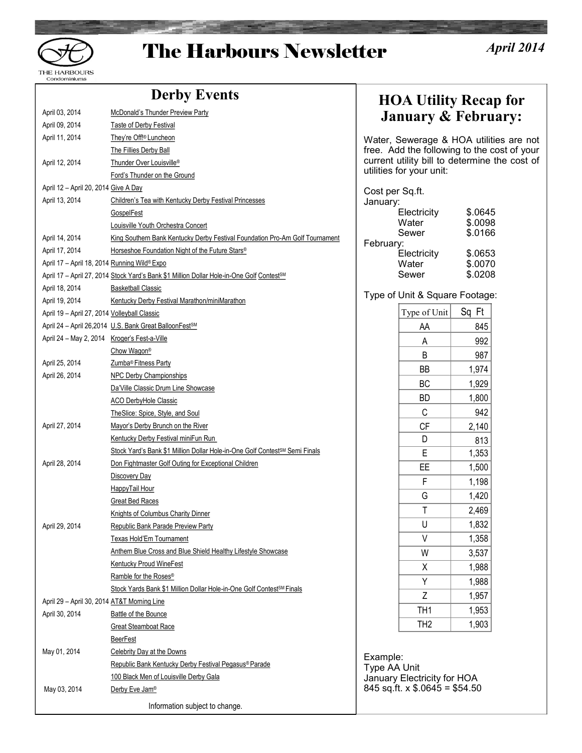# The Harbours Newsletter

*April 2014*

## Derby Events

| | |
|---|---|
| April 03, 2014 | McDonald's Thunder Preview Party |
| April 09, 2014 | Taste of Derby Festival |
| April 11, 2014 | They're Off!® Luncheon |
| | The Fillies Derby Ball |
| April 12, 2014 | Thunder Over Louisville® |
| | Ford's Thunder on the Ground |
| April 12 – April 20, 2014 | Give A Day |
| April 13, 2014 | Children's Tea with Kentucky Derby Festival Princesses |
| | GospelFest |
| | Louisville Youth Orchestra Concert |
| April 14, 2014 | King Southern Bank Kentucky Derby Festival Foundation Pro-Am Golf Tournament |
| April 17, 2014 | Horseshoe Foundation Night of the Future Stars® |
| April 17 – April 18, 2014 | Running Wild® Expo |
| April 17 – April 27, 2014 | Stock Yard's Bank $1 Million Dollar Hole-in-One Golf Contest℠ |
| April 18, 2014 | Basketball Classic |
| April 19, 2014 | Kentucky Derby Festival Marathon/miniMarathon |
| April 19 – April 27, 2014 | Volleyball Classic |
| April 24 – April 26,2014 | U.S. Bank Great BalloonFest℠ |
| April 24 – May 2, 2014 | Kroger's Fest-a-Ville |
| | Chow Wagon® |
| April 25, 2014 | Zumba® Fitness Party |
| April 26, 2014 | NPC Derby Championships |
| | Da'Ville Classic Drum Line Showcase |
| | ACO DerbyHole Classic |
| | TheSlice: Spice, Style, and Soul |
| April 27, 2014 | Mayor's Derby Brunch on the River |
| | Kentucky Derby Festival miniFun Run |
| | Stock Yard's Bank $1 Million Dollar Hole-in-One Golf Contest℠ Semi Finals |
| April 28, 2014 | Don Fightmaster Golf Outing for Exceptional Children |
| | Discovery Day |
| | HappyTail Hour |
| | Great Bed Races |
| | Knights of Columbus Charity Dinner |
| April 29, 2014 | Republic Bank Parade Preview Party |
| | Texas Hold'Em Tournament |
| | Anthem Blue Cross and Blue Shield Healthy Lifestyle Showcase |
| | Kentucky Proud WineFest |
| | Ramble for the Roses® |
| | Stock Yards Bank $1 Million Dollar Hole-in-One Golf Contest℠ Finals |
| April 29 – April 30, 2014 | AT&T Morning Line |
| April 30, 2014 | Battle of the Bounce |
| | Great Steamboat Race |
| | BeerFest |
| May 01, 2014 | Celebrity Day at the Downs |
| | Republic Bank Kentucky Derby Festival Pegasus® Parade |
| | 100 Black Men of Louisville Derby Gala |
| May 03, 2014 | Derby Eve Jam® |

Information subject to change.

## HOA Utility Recap for January & February:

Water, Sewerage & HOA utilities are not free. Add the following to the cost of your current utility bill to determine the cost of utilities for your unit:

Cost per Sq.ft.

January:

| | |
|---|---|
| Electricity | $.0645 |
| Water | $.0098 |
| Sewer | $.0166 |

February:

| | |
|---|---|
| Electricity | $.0653 |
| Water | $.0070 |
| Sewer | $.0208 |

Type of Unit & Square Footage:

| Type of Unit | Sq Ft |
|---|---|
| AA | 845 |
| A | 992 |
| B | 987 |
| BB | 1,974 |
| BC | 1,929 |
| BD | 1,800 |
| C | 942 |
| CF | 2,140 |
| D | 813 |
| E | 1,353 |
| EE | 1,500 |
| F | 1,198 |
| G | 1,420 |
| T | 2,469 |
| U | 1,832 |
| V | 1,358 |
| W | 3,537 |
| X | 1,988 |
| Y | 1,988 |
| Z | 1,957 |
| TH1 | 1,953 |
| TH2 | 1,903 |

Example:
Type AA Unit
January Electricity for HOA
845 sq.ft. x $.0645 = $54.50